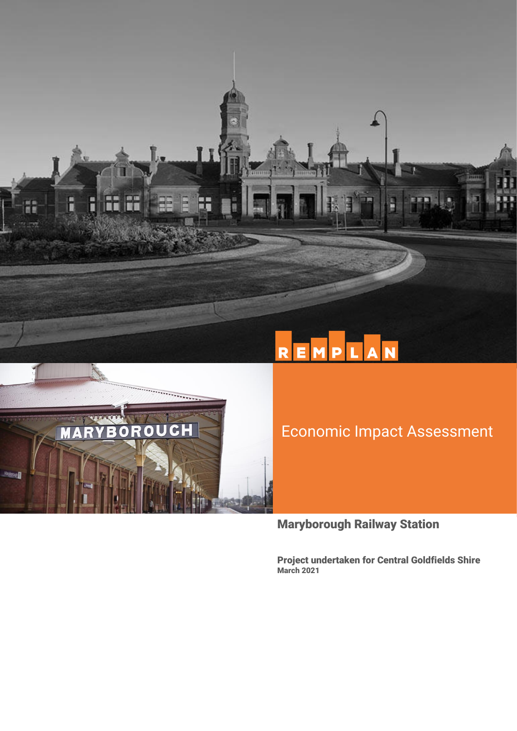REMPLAN

# Economic Impact Assessment

## Maryborough Railway Station

**Project undertaken for Central Goldfields Shire**
**March 2021**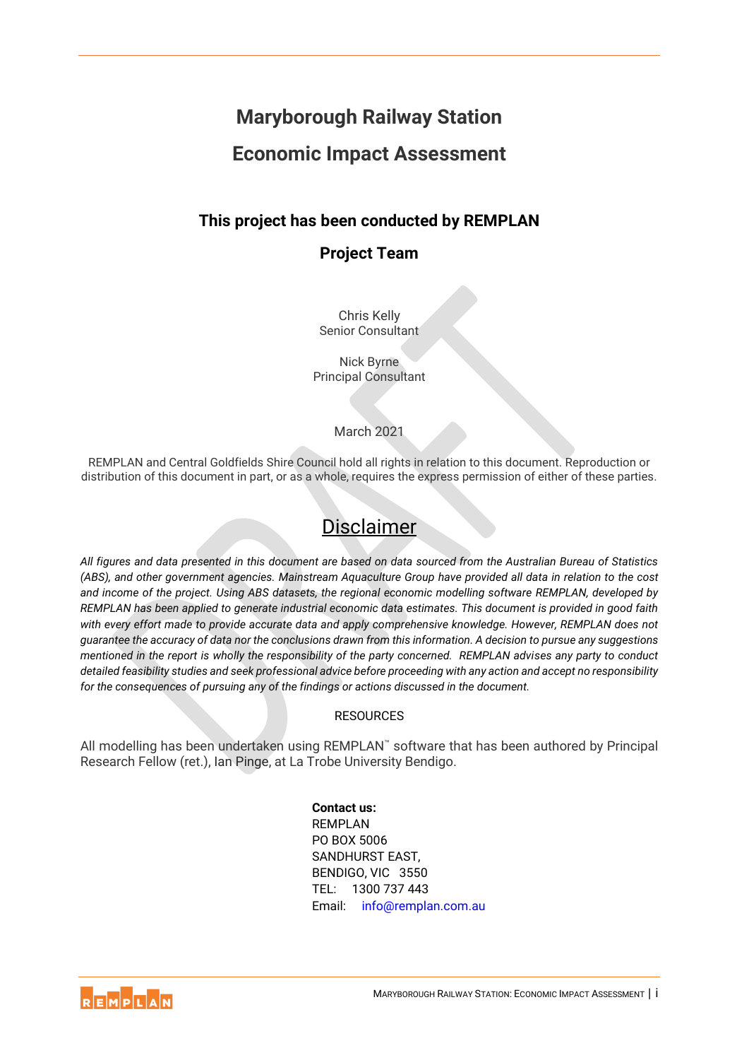# Maryborough Railway Station

# Economic Impact Assessment

### This project has been conducted by REMPLAN

### Project Team

Chris Kelly
Senior Consultant

Nick Byrne
Principal Consultant

March 2021

REMPLAN and Central Goldfields Shire Council hold all rights in relation to this document. Reproduction or distribution of this document in part, or as a whole, requires the express permission of either of these parties.

## Disclaimer

*All figures and data presented in this document are based on data sourced from the Australian Bureau of Statistics (ABS), and other government agencies. Mainstream Aquaculture Group have provided all data in relation to the cost and income of the project. Using ABS datasets, the regional economic modelling software REMPLAN, developed by REMPLAN has been applied to generate industrial economic data estimates. This document is provided in good faith with every effort made to provide accurate data and apply comprehensive knowledge. However, REMPLAN does not guarantee the accuracy of data nor the conclusions drawn from this information. A decision to pursue any suggestions mentioned in the report is wholly the responsibility of the party concerned. REMPLAN advises any party to conduct detailed feasibility studies and seek professional advice before proceeding with any action and accept no responsibility for the consequences of pursuing any of the findings or actions discussed in the document.*

RESOURCES

All modelling has been undertaken using REMPLAN™ software that has been authored by Principal Research Fellow (ret.), Ian Pinge, at La Trobe University Bendigo.

**Contact us:**
REMPLAN
PO BOX 5006
SANDHURST EAST,
BENDIGO, VIC 3550
TEL: 1300 737 443
Email: info@remplan.com.au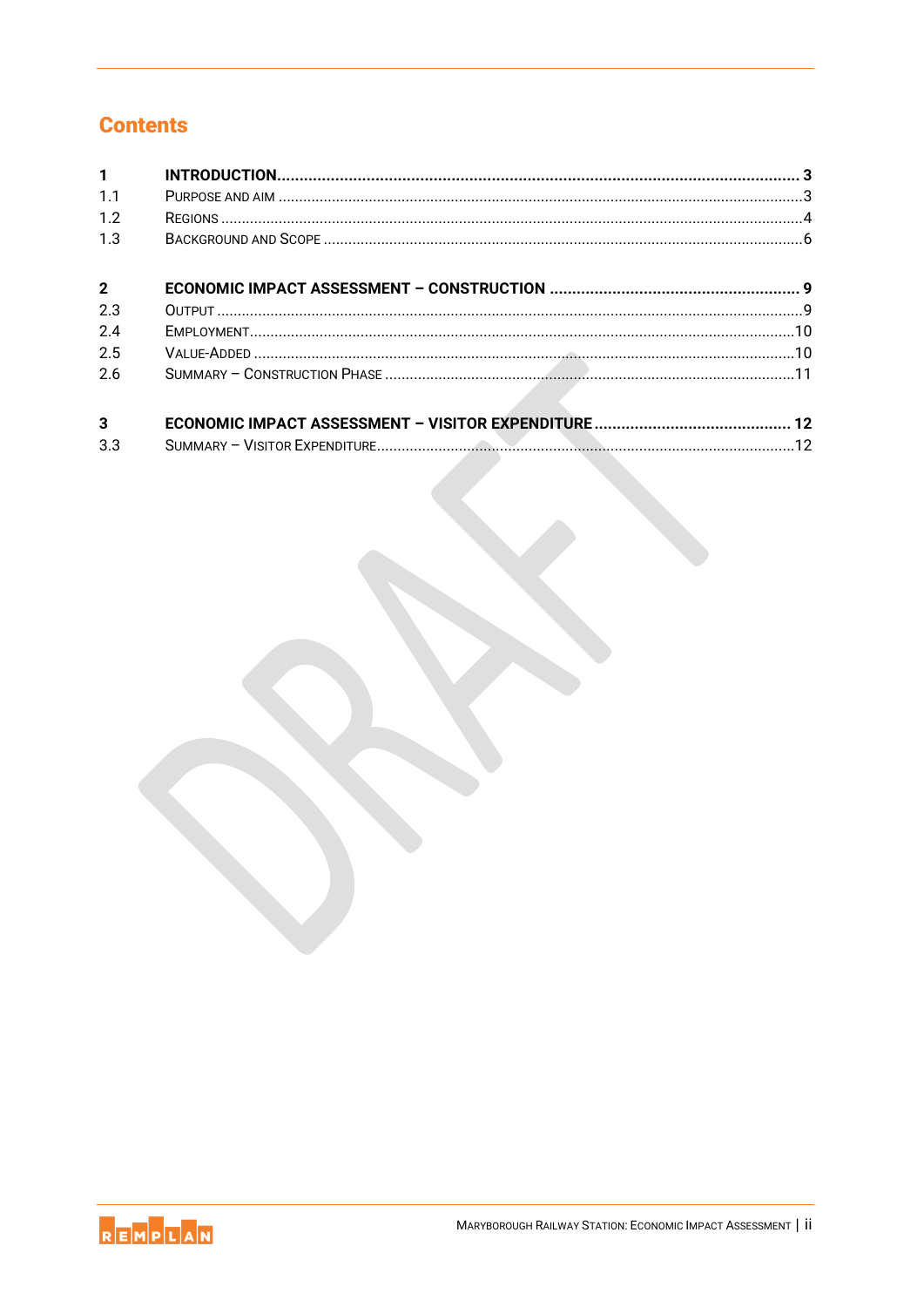## Contents

| | | |
|---|---|---|
| **1** | **INTRODUCTION** | **3** |
| 1.1 | PURPOSE AND AIM | 3 |
| 1.2 | REGIONS | 4 |
| 1.3 | BACKGROUND AND SCOPE | 6 |
| **2** | **ECONOMIC IMPACT ASSESSMENT – CONSTRUCTION** | **9** |
| 2.3 | OUTPUT | 9 |
| 2.4 | EMPLOYMENT | 10 |
| 2.5 | VALUE-ADDED | 10 |
| 2.6 | SUMMARY – CONSTRUCTION PHASE | 11 |
| **3** | **ECONOMIC IMPACT ASSESSMENT – VISITOR EXPENDITURE** | **12** |
| 3.3 | SUMMARY – VISITOR EXPENDITURE | 12 |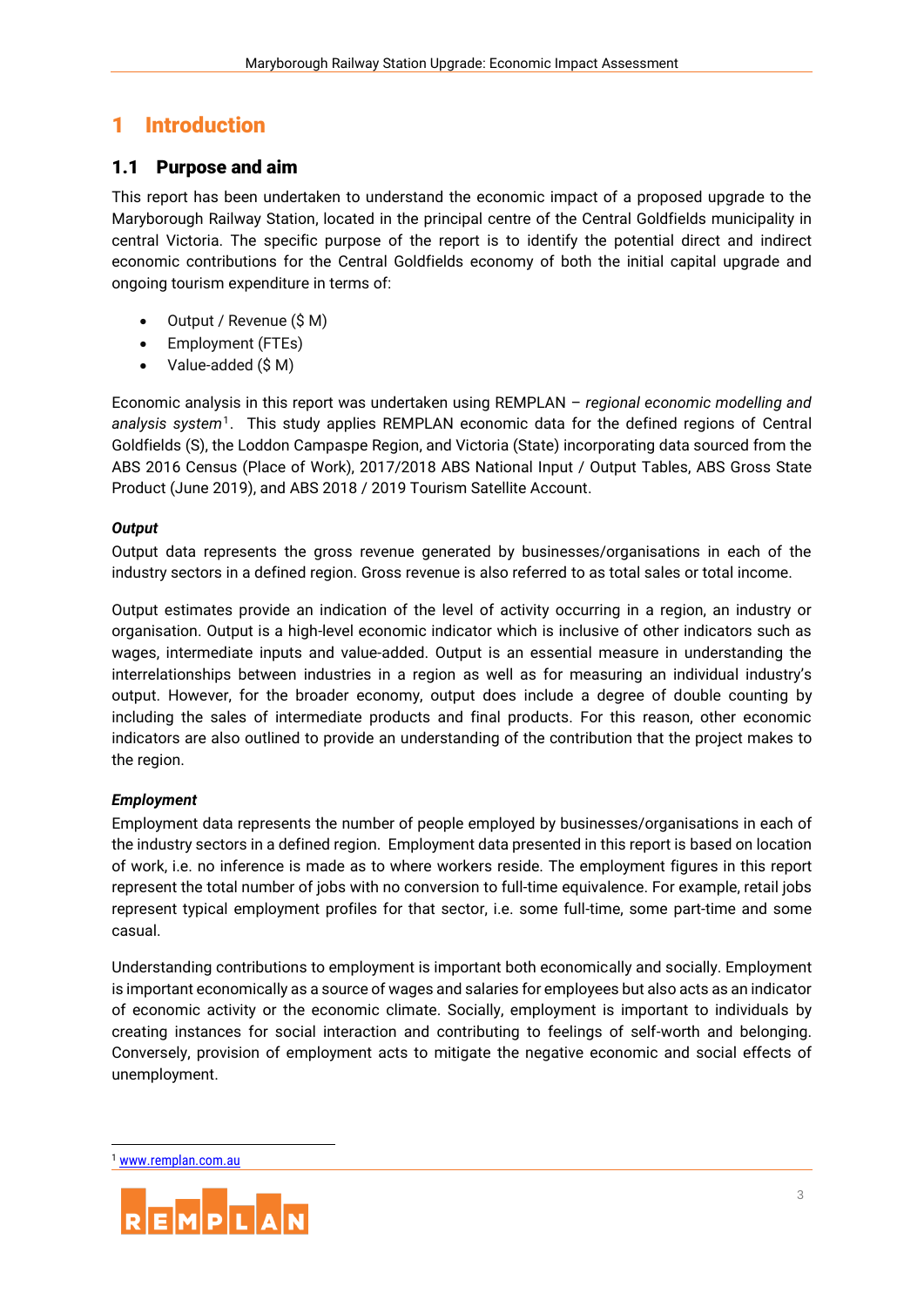# 1 Introduction

## 1.1 Purpose and aim

This report has been undertaken to understand the economic impact of a proposed upgrade to the Maryborough Railway Station, located in the principal centre of the Central Goldfields municipality in central Victoria. The specific purpose of the report is to identify the potential direct and indirect economic contributions for the Central Goldfields economy of both the initial capital upgrade and ongoing tourism expenditure in terms of:

- Output / Revenue ($ M)
- Employment (FTEs)
- Value-added ($ M)

Economic analysis in this report was undertaken using REMPLAN – *regional economic modelling and analysis system*[1]. This study applies REMPLAN economic data for the defined regions of Central Goldfields (S), the Loddon Campaspe Region, and Victoria (State) incorporating data sourced from the ABS 2016 Census (Place of Work), 2017/2018 ABS National Input / Output Tables, ABS Gross State Product (June 2019), and ABS 2018 / 2019 Tourism Satellite Account.

***Output***

Output data represents the gross revenue generated by businesses/organisations in each of the industry sectors in a defined region. Gross revenue is also referred to as total sales or total income.

Output estimates provide an indication of the level of activity occurring in a region, an industry or organisation. Output is a high-level economic indicator which is inclusive of other indicators such as wages, intermediate inputs and value-added. Output is an essential measure in understanding the interrelationships between industries in a region as well as for measuring an individual industry's output. However, for the broader economy, output does include a degree of double counting by including the sales of intermediate products and final products. For this reason, other economic indicators are also outlined to provide an understanding of the contribution that the project makes to the region.

***Employment***

Employment data represents the number of people employed by businesses/organisations in each of the industry sectors in a defined region. Employment data presented in this report is based on location of work, i.e. no inference is made as to where workers reside. The employment figures in this report represent the total number of jobs with no conversion to full-time equivalence. For example, retail jobs represent typical employment profiles for that sector, i.e. some full-time, some part-time and some casual.

Understanding contributions to employment is important both economically and socially. Employment is important economically as a source of wages and salaries for employees but also acts as an indicator of economic activity or the economic climate. Socially, employment is important to individuals by creating instances for social interaction and contributing to feelings of self-worth and belonging. Conversely, provision of employment acts to mitigate the negative economic and social effects of unemployment.

[1] www.remplan.com.au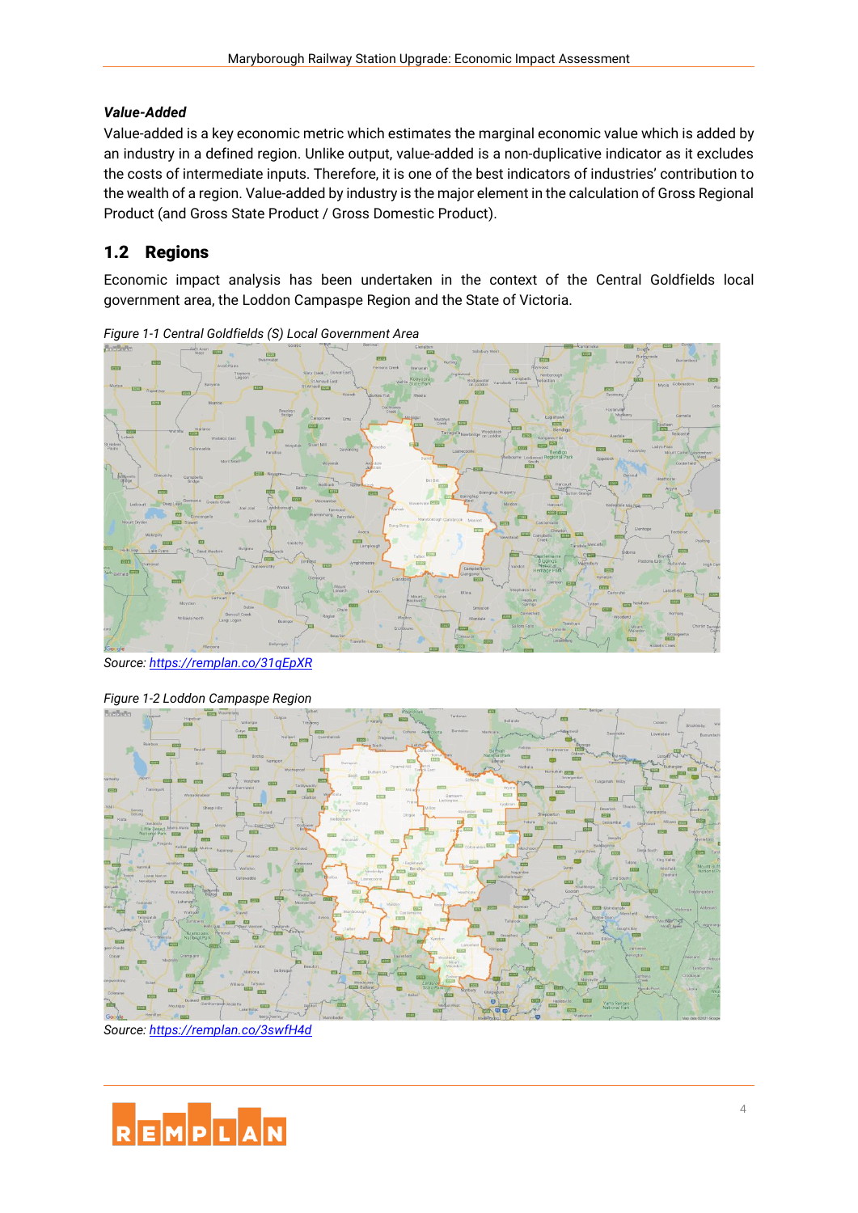***Value-Added***

Value-added is a key economic metric which estimates the marginal economic value which is added by an industry in a defined region. Unlike output, value-added is a non-duplicative indicator as it excludes the costs of intermediate inputs. Therefore, it is one of the best indicators of industries' contribution to the wealth of a region. Value-added by industry is the major element in the calculation of Gross Regional Product (and Gross State Product / Gross Domestic Product).

## 1.2 Regions

Economic impact analysis has been undertaken in the context of the Central Goldfields local government area, the Loddon Campaspe Region and the State of Victoria.

*Figure 1-1 Central Goldfields (S) Local Government Area*

*Source: [https://remplan.co/31qEpXR](https://remplan.co/31qEpXR)*

*Figure 1-2 Loddon Campaspe Region*

*Source: [https://remplan.co/3swfH4d](https://remplan.co/3swfH4d)*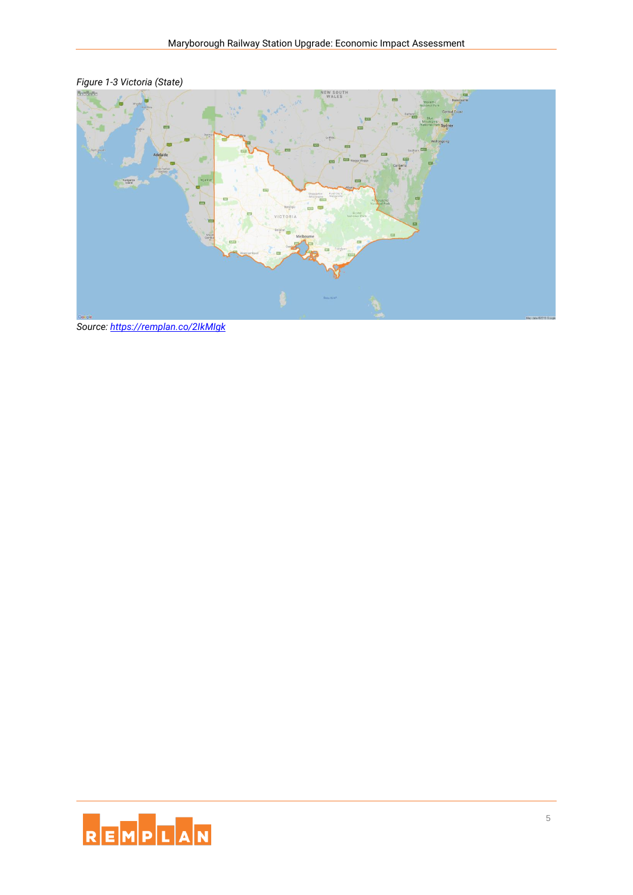*Figure 1-3 Victoria (State)*

*Source: [https://remplan.co/2IkMIgk](https://remplan.co/2IkMIgk)*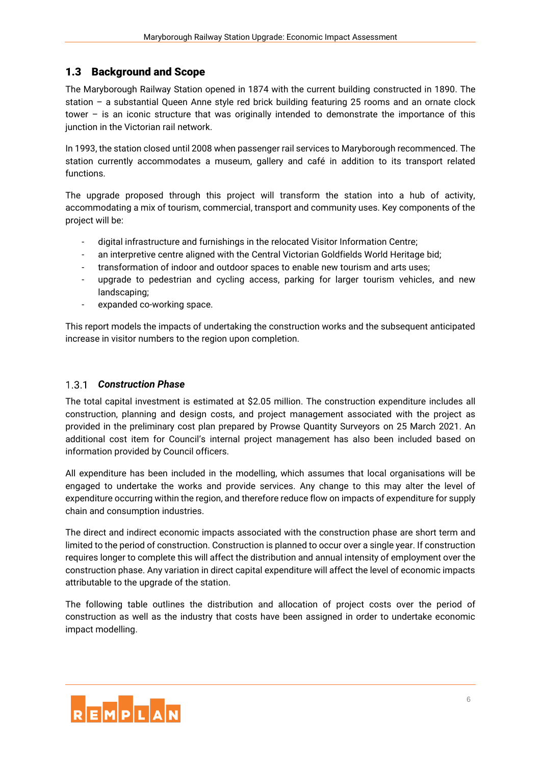## 1.3 Background and Scope

The Maryborough Railway Station opened in 1874 with the current building constructed in 1890. The station – a substantial Queen Anne style red brick building featuring 25 rooms and an ornate clock tower – is an iconic structure that was originally intended to demonstrate the importance of this junction in the Victorian rail network.

In 1993, the station closed until 2008 when passenger rail services to Maryborough recommenced. The station currently accommodates a museum, gallery and café in addition to its transport related functions.

The upgrade proposed through this project will transform the station into a hub of activity, accommodating a mix of tourism, commercial, transport and community uses. Key components of the project will be:

- digital infrastructure and furnishings in the relocated Visitor Information Centre;
- an interpretive centre aligned with the Central Victorian Goldfields World Heritage bid;
- transformation of indoor and outdoor spaces to enable new tourism and arts uses;
- upgrade to pedestrian and cycling access, parking for larger tourism vehicles, and new landscaping;
- expanded co-working space.

This report models the impacts of undertaking the construction works and the subsequent anticipated increase in visitor numbers to the region upon completion.

### 1.3.1 *Construction Phase*

The total capital investment is estimated at $2.05 million. The construction expenditure includes all construction, planning and design costs, and project management associated with the project as provided in the preliminary cost plan prepared by Prowse Quantity Surveyors on 25 March 2021. An additional cost item for Council's internal project management has also been included based on information provided by Council officers.

All expenditure has been included in the modelling, which assumes that local organisations will be engaged to undertake the works and provide services. Any change to this may alter the level of expenditure occurring within the region, and therefore reduce flow on impacts of expenditure for supply chain and consumption industries.

The direct and indirect economic impacts associated with the construction phase are short term and limited to the period of construction. Construction is planned to occur over a single year. If construction requires longer to complete this will affect the distribution and annual intensity of employment over the construction phase. Any variation in direct capital expenditure will affect the level of economic impacts attributable to the upgrade of the station.

The following table outlines the distribution and allocation of project costs over the period of construction as well as the industry that costs have been assigned in order to undertake economic impact modelling.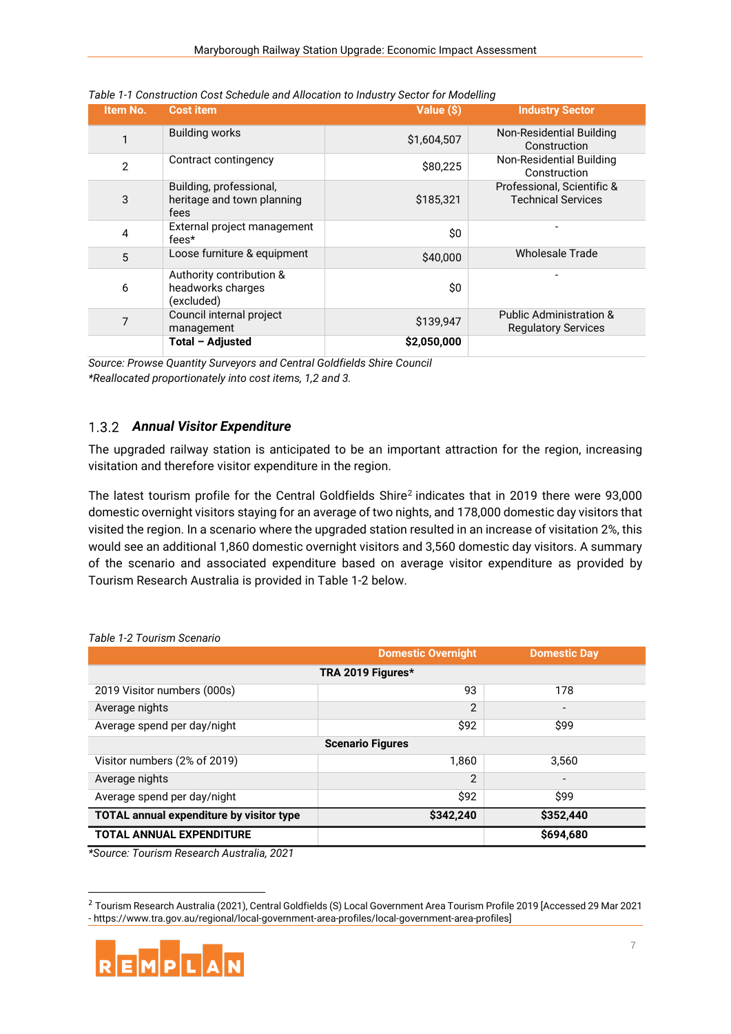*Table 1-1 Construction Cost Schedule and Allocation to Industry Sector for Modelling*

| Item No. | Cost item | Value ($) | Industry Sector |
|---|---|---|---|
| 1 | Building works | $1,604,507 | Non-Residential Building Construction |
| 2 | Contract contingency | $80,225 | Non-Residential Building Construction |
| 3 | Building, professional, heritage and town planning fees | $185,321 | Professional, Scientific & Technical Services |
| 4 | External project management fees* | $0 | - |
| 5 | Loose furniture & equipment | $40,000 | Wholesale Trade |
| 6 | Authority contribution & headworks charges (excluded) | $0 | - |
| 7 | Council internal project management | $139,947 | Public Administration & Regulatory Services |
| | **Total – Adjusted** | **$2,050,000** | |

*Source: Prowse Quantity Surveyors and Central Goldfields Shire Council*
*\*Reallocated proportionately into cost items, 1,2 and 3.*

### 1.3.2 *Annual Visitor Expenditure*

The upgraded railway station is anticipated to be an important attraction for the region, increasing visitation and therefore visitor expenditure in the region.

The latest tourism profile for the Central Goldfields Shire[2] indicates that in 2019 there were 93,000 domestic overnight visitors staying for an average of two nights, and 178,000 domestic day visitors that visited the region. In a scenario where the upgraded station resulted in an increase of visitation 2%, this would see an additional 1,860 domestic overnight visitors and 3,560 domestic day visitors. A summary of the scenario and associated expenditure based on average visitor expenditure as provided by Tourism Research Australia is provided in Table 1-2 below.

*Table 1-2 Tourism Scenario*

| | Domestic Overnight | Domestic Day |
|---|---|---|
| **TRA 2019 Figures*** | | |
| 2019 Visitor numbers (000s) | 93 | 178 |
| Average nights | 2 | - |
| Average spend per day/night | $92 | $99 |
| **Scenario Figures** | | |
| Visitor numbers (2% of 2019) | 1,860 | 3,560 |
| Average nights | 2 | - |
| Average spend per day/night | $92 | $99 |
| **TOTAL annual expenditure by visitor type** | **$342,240** | **$352,440** |
| **TOTAL ANNUAL EXPENDITURE** | | **$694,680** |

*\*Source: Tourism Research Australia, 2021*

[2] Tourism Research Australia (2021), Central Goldfields (S) Local Government Area Tourism Profile 2019 [Accessed 29 Mar 2021 - https://www.tra.gov.au/regional/local-government-area-profiles/local-government-area-profiles]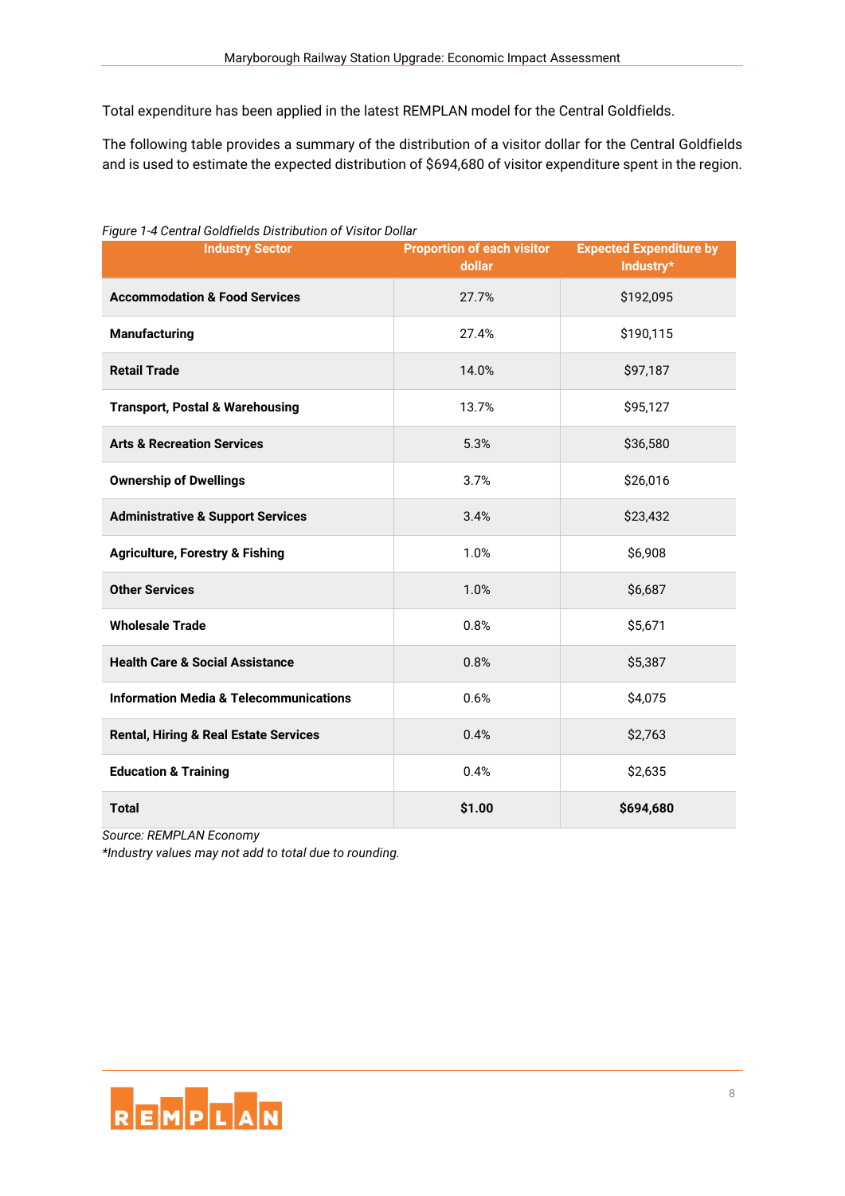Total expenditure has been applied in the latest REMPLAN model for the Central Goldfields.

The following table provides a summary of the distribution of a visitor dollar for the Central Goldfields and is used to estimate the expected distribution of $694,680 of visitor expenditure spent in the region.

*Figure 1-4 Central Goldfields Distribution of Visitor Dollar*

| Industry Sector | Proportion of each visitor dollar | Expected Expenditure by Industry* |
|---|---|---|
| **Accommodation & Food Services** | 27.7% | $192,095 |
| **Manufacturing** | 27.4% | $190,115 |
| **Retail Trade** | 14.0% | $97,187 |
| **Transport, Postal & Warehousing** | 13.7% | $95,127 |
| **Arts & Recreation Services** | 5.3% | $36,580 |
| **Ownership of Dwellings** | 3.7% | $26,016 |
| **Administrative & Support Services** | 3.4% | $23,432 |
| **Agriculture, Forestry & Fishing** | 1.0% | $6,908 |
| **Other Services** | 1.0% | $6,687 |
| **Wholesale Trade** | 0.8% | $5,671 |
| **Health Care & Social Assistance** | 0.8% | $5,387 |
| **Information Media & Telecommunications** | 0.6% | $4,075 |
| **Rental, Hiring & Real Estate Services** | 0.4% | $2,763 |
| **Education & Training** | 0.4% | $2,635 |
| **Total** | **$1.00** | **$694,680** |

*Source: REMPLAN Economy*
*Industry values may not add to total due to rounding.*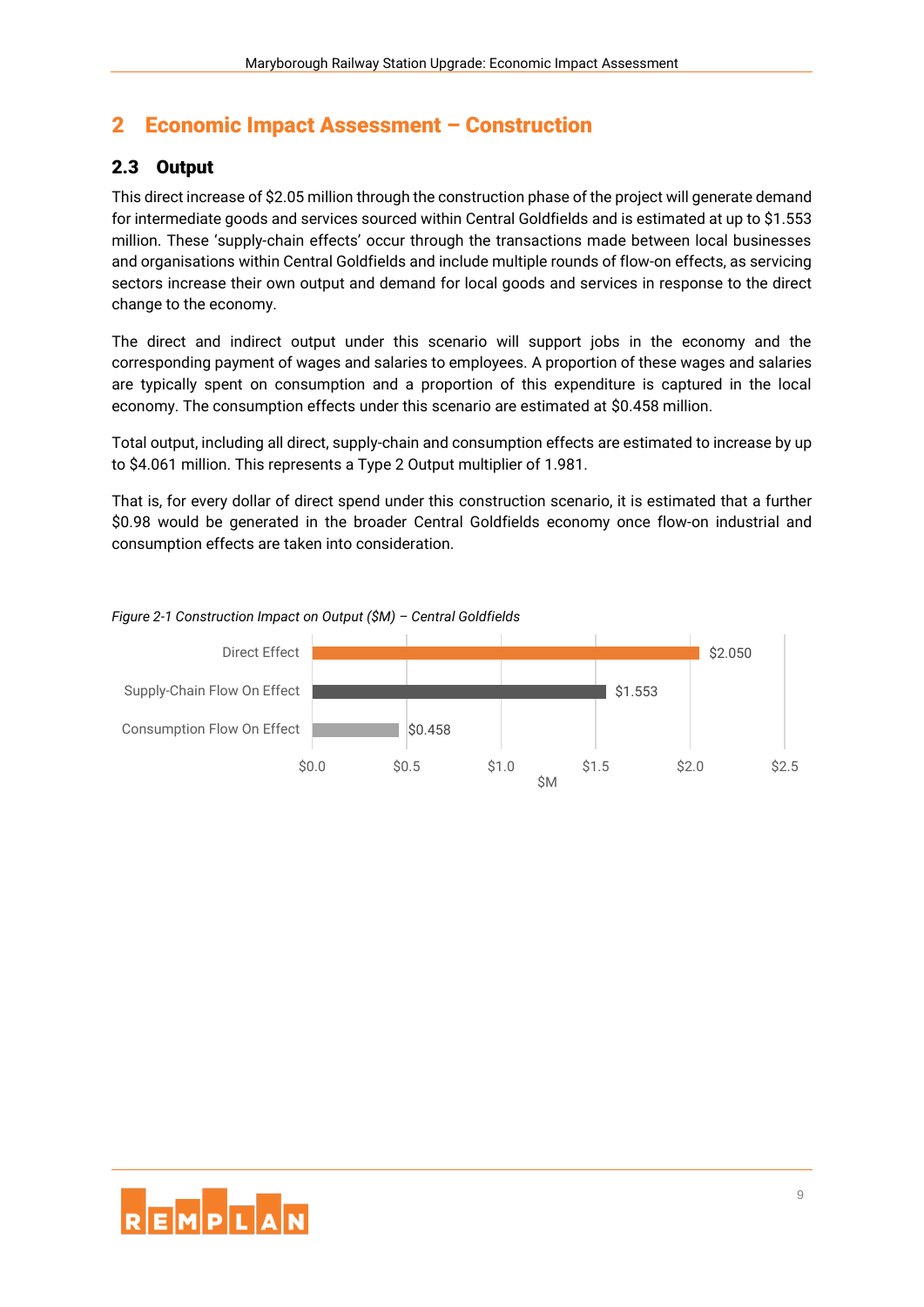# 2 Economic Impact Assessment – Construction

## 2.3 Output

This direct increase of $2.05 million through the construction phase of the project will generate demand for intermediate goods and services sourced within Central Goldfields and is estimated at up to $1.553 million. These 'supply-chain effects' occur through the transactions made between local businesses and organisations within Central Goldfields and include multiple rounds of flow-on effects, as servicing sectors increase their own output and demand for local goods and services in response to the direct change to the economy.

The direct and indirect output under this scenario will support jobs in the economy and the corresponding payment of wages and salaries to employees. A proportion of these wages and salaries are typically spent on consumption and a proportion of this expenditure is captured in the local economy. The consumption effects under this scenario are estimated at $0.458 million.

Total output, including all direct, supply-chain and consumption effects are estimated to increase by up to $4.061 million. This represents a Type 2 Output multiplier of 1.981.

That is, for every dollar of direct spend under this construction scenario, it is estimated that a further $0.98 would be generated in the broader Central Goldfields economy once flow-on industrial and consumption effects are taken into consideration.

*Figure 2-1 Construction Impact on Output ($M) – Central Goldfields*

| Effect | $M |
|---|---|
| Direct Effect | $2.050 |
| Supply-Chain Flow On Effect | $1.553 |
| Consumption Flow On Effect | $0.458 |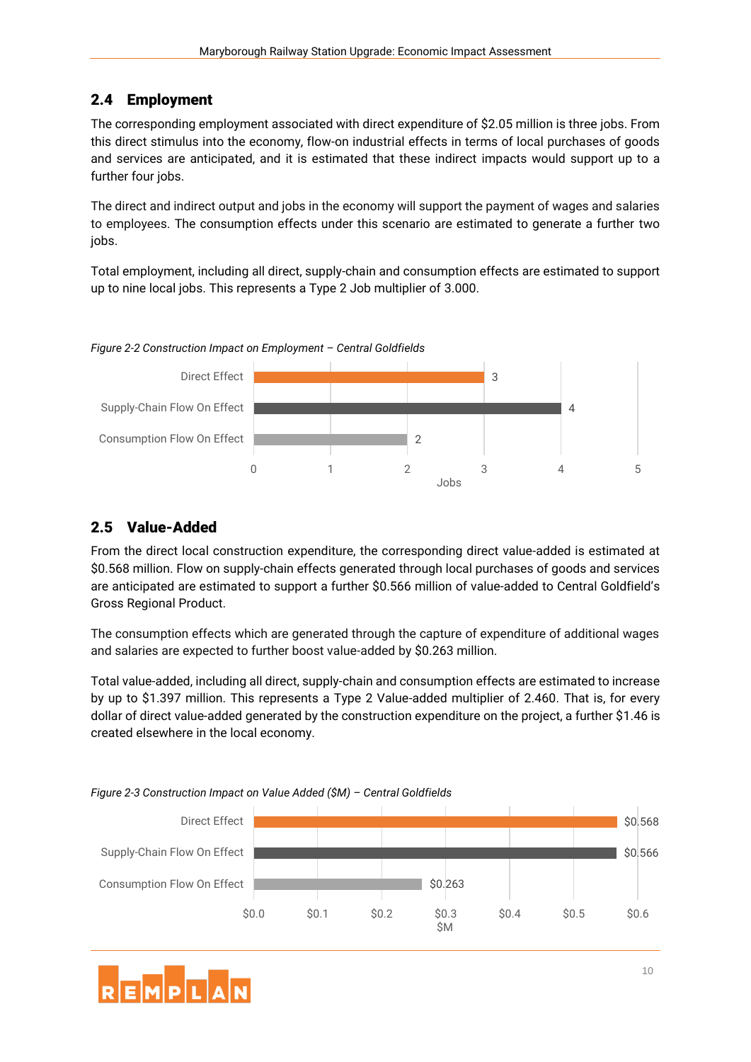## 2.4 Employment

The corresponding employment associated with direct expenditure of $2.05 million is three jobs. From this direct stimulus into the economy, flow-on industrial effects in terms of local purchases of goods and services are anticipated, and it is estimated that these indirect impacts would support up to a further four jobs.

The direct and indirect output and jobs in the economy will support the payment of wages and salaries to employees. The consumption effects under this scenario are estimated to generate a further two jobs.

Total employment, including all direct, supply-chain and consumption effects are estimated to support up to nine local jobs. This represents a Type 2 Job multiplier of 3.000.

*Figure 2-2 Construction Impact on Employment – Central Goldfields*

| Effect | Jobs |
|---|---|
| Direct Effect | 3 |
| Supply-Chain Flow On Effect | 4 |
| Consumption Flow On Effect | 2 |

## 2.5 Value-Added

From the direct local construction expenditure, the corresponding direct value-added is estimated at $0.568 million. Flow on supply-chain effects generated through local purchases of goods and services are anticipated are estimated to support a further $0.566 million of value-added to Central Goldfield's Gross Regional Product.

The consumption effects which are generated through the capture of expenditure of additional wages and salaries are expected to further boost value-added by $0.263 million.

Total value-added, including all direct, supply-chain and consumption effects are estimated to increase by up to $1.397 million. This represents a Type 2 Value-added multiplier of 2.460. That is, for every dollar of direct value-added generated by the construction expenditure on the project, a further $1.46 is created elsewhere in the local economy.

*Figure 2-3 Construction Impact on Value Added ($M) – Central Goldfields*

| Effect | $M |
|---|---|
| Direct Effect | $0.568 |
| Supply-Chain Flow On Effect | $0.566 |
| Consumption Flow On Effect | $0.263 |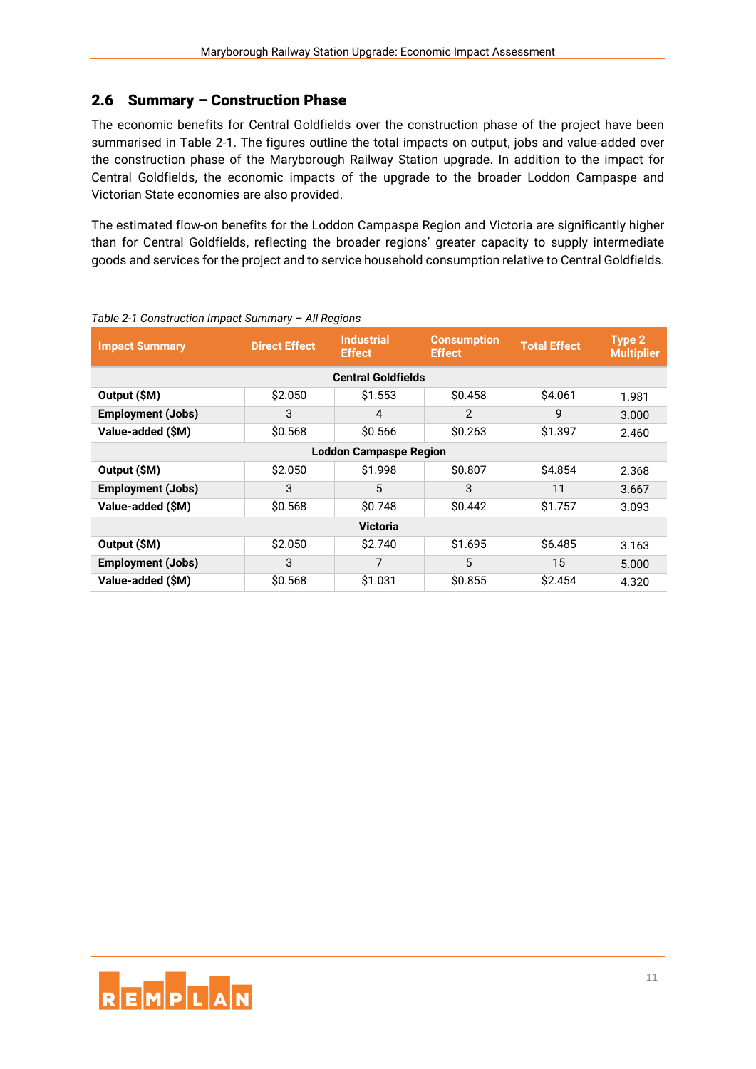## 2.6 Summary – Construction Phase

The economic benefits for Central Goldfields over the construction phase of the project have been summarised in Table 2-1. The figures outline the total impacts on output, jobs and value-added over the construction phase of the Maryborough Railway Station upgrade. In addition to the impact for Central Goldfields, the economic impacts of the upgrade to the broader Loddon Campaspe and Victorian State economies are also provided.

The estimated flow-on benefits for the Loddon Campaspe Region and Victoria are significantly higher than for Central Goldfields, reflecting the broader regions' greater capacity to supply intermediate goods and services for the project and to service household consumption relative to Central Goldfields.

*Table 2-1 Construction Impact Summary – All Regions*

| Impact Summary | Direct Effect | Industrial Effect | Consumption Effect | Total Effect | Type 2 Multiplier |
|---|---|---|---|---|---|
| **Central Goldfields** | | | | | |
| **Output ($M)** | $2.050 | $1.553 | $0.458 | $4.061 | 1.981 |
| **Employment (Jobs)** | 3 | 4 | 2 | 9 | 3.000 |
| **Value-added ($M)** | $0.568 | $0.566 | $0.263 | $1.397 | 2.460 |
| **Loddon Campaspe Region** | | | | | |
| **Output ($M)** | $2.050 | $1.998 | $0.807 | $4.854 | 2.368 |
| **Employment (Jobs)** | 3 | 5 | 3 | 11 | 3.667 |
| **Value-added ($M)** | $0.568 | $0.748 | $0.442 | $1.757 | 3.093 |
| **Victoria** | | | | | |
| **Output ($M)** | $2.050 | $2.740 | $1.695 | $6.485 | 3.163 |
| **Employment (Jobs)** | 3 | 7 | 5 | 15 | 5.000 |
| **Value-added ($M)** | $0.568 | $1.031 | $0.855 | $2.454 | 4.320 |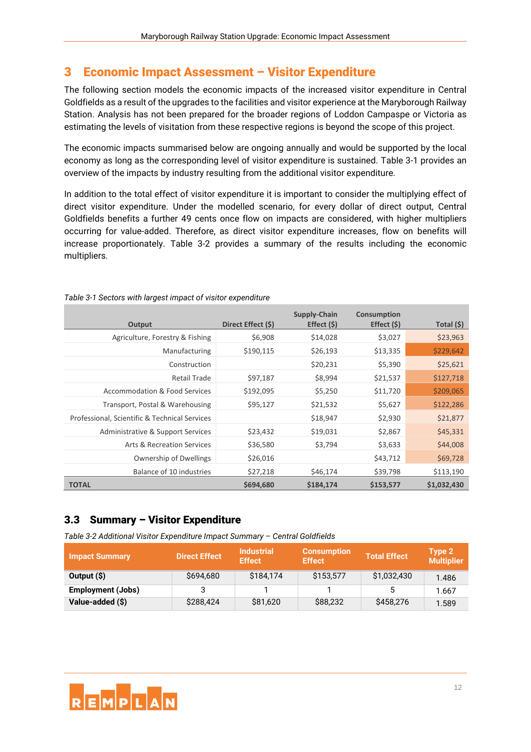# 3 Economic Impact Assessment – Visitor Expenditure

The following section models the economic impacts of the increased visitor expenditure in Central Goldfields as a result of the upgrades to the facilities and visitor experience at the Maryborough Railway Station. Analysis has not been prepared for the broader regions of Loddon Campaspe or Victoria as estimating the levels of visitation from these respective regions is beyond the scope of this project.

The economic impacts summarised below are ongoing annually and would be supported by the local economy as long as the corresponding level of visitor expenditure is sustained. Table 3-1 provides an overview of the impacts by industry resulting from the additional visitor expenditure.

In addition to the total effect of visitor expenditure it is important to consider the multiplying effect of direct visitor expenditure. Under the modelled scenario, for every dollar of direct output, Central Goldfields benefits a further 49 cents once flow on impacts are considered, with higher multipliers occurring for value-added. Therefore, as direct visitor expenditure increases, flow on benefits will increase proportionately. Table 3-2 provides a summary of the results including the economic multipliers.

*Table 3-1 Sectors with largest impact of visitor expenditure*

| Output | Direct Effect ($) | Supply-Chain Effect ($) | Consumption Effect ($) | Total ($) |
|---|---|---|---|---|
| Agriculture, Forestry & Fishing | $6,908 | $14,028 | $3,027 | $23,963 |
| Manufacturing | $190,115 | $26,193 | $13,335 | $229,642 |
| Construction | | $20,231 | $5,390 | $25,621 |
| Retail Trade | $97,187 | $8,994 | $21,537 | $127,718 |
| Accommodation & Food Services | $192,095 | $5,250 | $11,720 | $209,065 |
| Transport, Postal & Warehousing | $95,127 | $21,532 | $5,627 | $122,286 |
| Professional, Scientific & Technical Services | | $18,947 | $2,930 | $21,877 |
| Administrative & Support Services | $23,432 | $19,031 | $2,867 | $45,331 |
| Arts & Recreation Services | $36,580 | $3,794 | $3,633 | $44,008 |
| Ownership of Dwellings | $26,016 | | $43,712 | $69,728 |
| Balance of 10 industries | $27,218 | $46,174 | $39,798 | $113,190 |
| **TOTAL** | **$694,680** | **$184,174** | **$153,577** | **$1,032,430** |

## 3.3 Summary – Visitor Expenditure

*Table 3-2 Additional Visitor Expenditure Impact Summary – Central Goldfields*

| Impact Summary | Direct Effect | Industrial Effect | Consumption Effect | Total Effect | Type 2 Multiplier |
|---|---|---|---|---|---|
| **Output ($)** | $694,680 | $184,174 | $153,577 | $1,032,430 | 1.486 |
| **Employment (Jobs)** | 3 | 1 | 1 | 5 | 1.667 |
| **Value-added ($)** | $288,424 | $81,620 | $88,232 | $458,276 | 1.589 |